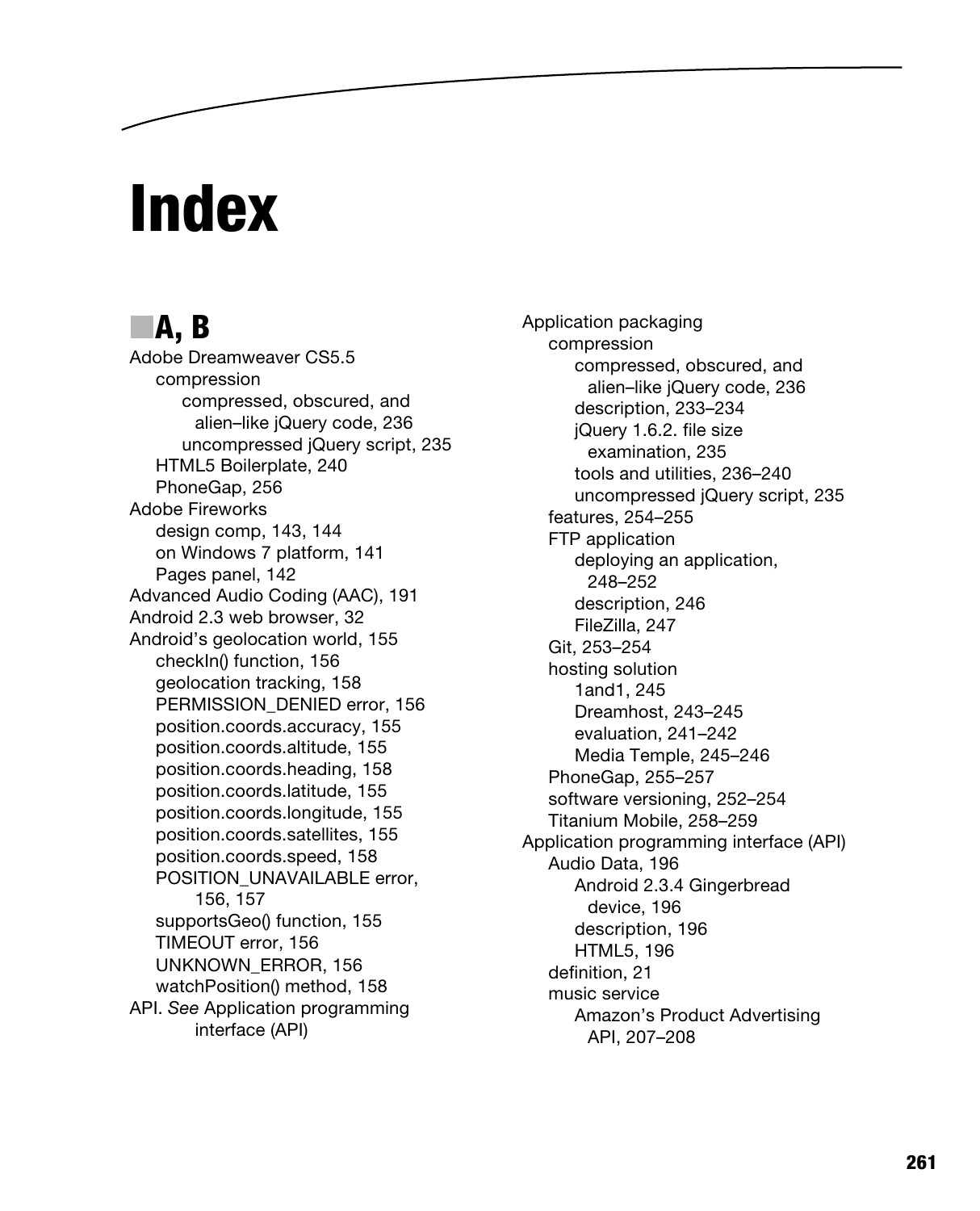# Index

## A, B

- Adobe Dreamweaver CS5.5
  - compression
    - compressed, obscured, and alien–like jQuery code, 236
    - uncompressed jQuery script, 235
  - HTML5 Boilerplate, 240
  - PhoneGap, 256
- Adobe Fireworks
  - design comp, 143, 144
  - on Windows 7 platform, 141
  - Pages panel, 142
- Advanced Audio Coding (AAC), 191
- Android 2.3 web browser, 32
- Android's geolocation world, 155
  - checkIn() function, 156
  - geolocation tracking, 158
  - PERMISSION_DENIED error, 156
  - position.coords.accuracy, 155
  - position.coords.altitude, 155
  - position.coords.heading, 158
  - position.coords.latitude, 155
  - position.coords.longitude, 155
  - position.coords.satellites, 155
  - position.coords.speed, 158
  - POSITION_UNAVAILABLE error, 156, 157
  - supportsGeo() function, 155
  - TIMEOUT error, 156
  - UNKNOWN_ERROR, 156
  - watchPosition() method, 158
- API. *See* Application programming interface (API)
- Application packaging
  - compression
    - compressed, obscured, and alien–like jQuery code, 236
    - description, 233–234
    - jQuery 1.6.2. file size examination, 235
    - tools and utilities, 236–240
    - uncompressed jQuery script, 235
  - features, 254–255
  - FTP application
    - deploying an application, 248–252
    - description, 246
    - FileZilla, 247
  - Git, 253–254
  - hosting solution
    - 1and1, 245
    - Dreamhost, 243–245
    - evaluation, 241–242
    - Media Temple, 245–246
  - PhoneGap, 255–257
  - software versioning, 252–254
  - Titanium Mobile, 258–259
- Application programming interface (API)
  - Audio Data, 196
    - Android 2.3.4 Gingerbread device, 196
    - description, 196
    - HTML5, 196
  - definition, 21
  - music service
    - Amazon's Product Advertising API, 207–208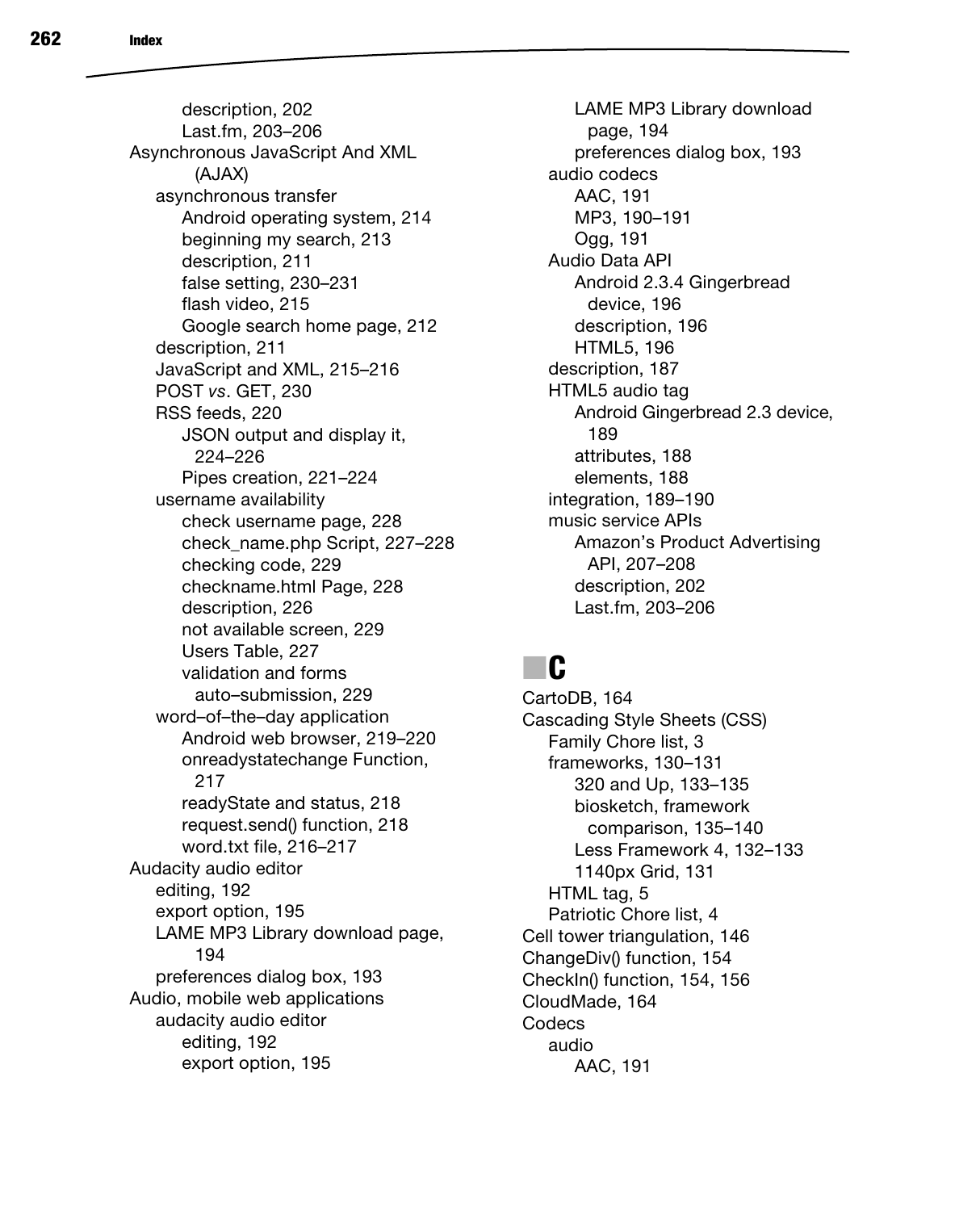description, 202
Last.fm, 203–206
Asynchronous JavaScript And XML (AJAX)
- asynchronous transfer
  - Android operating system, 214
  - beginning my search, 213
  - description, 211
  - false setting, 230–231
  - flash video, 215
  - Google search home page, 212
- description, 211
- JavaScript and XML, 215–216
- POST *vs*. GET, 230
- RSS feeds, 220
  - JSON output and display it, 224–226
  - Pipes creation, 221–224
- username availability
  - check username page, 228
  - check_name.php Script, 227–228
  - checking code, 229
  - checkname.html Page, 228
  - description, 226
  - not available screen, 229
  - Users Table, 227
  - validation and forms auto–submission, 229
- word–of–the–day application
  - Android web browser, 219–220
  - onreadystatechange Function, 217
  - readyState and status, 218
  - request.send() function, 218
  - word.txt file, 216–217

Audacity audio editor
- editing, 192
- export option, 195
- LAME MP3 Library download page, 194
- preferences dialog box, 193

Audio, mobile web applications
- audacity audio editor
  - editing, 192
  - export option, 195
  - LAME MP3 Library download page, 194
  - preferences dialog box, 193
- audio codecs
  - AAC, 191
  - MP3, 190–191
  - Ogg, 191
- Audio Data API
  - Android 2.3.4 Gingerbread device, 196
  - description, 196
  - HTML5, 196
- description, 187
- HTML5 audio tag
  - Android Gingerbread 2.3 device, 189
  - attributes, 188
  - elements, 188
- integration, 189–190
- music service APIs
  - Amazon's Product Advertising API, 207–208
  - description, 202
  - Last.fm, 203–206

## C

CartoDB, 164
Cascading Style Sheets (CSS)
- Family Chore list, 3
- frameworks, 130–131
  - 320 and Up, 133–135
  - biosketch, framework comparison, 135–140
  - Less Framework 4, 132–133
  - 1140px Grid, 131
- HTML tag, 5
- Patriotic Chore list, 4

Cell tower triangulation, 146
ChangeDiv() function, 154
CheckIn() function, 154, 156
CloudMade, 164
Codecs
- audio
  - AAC, 191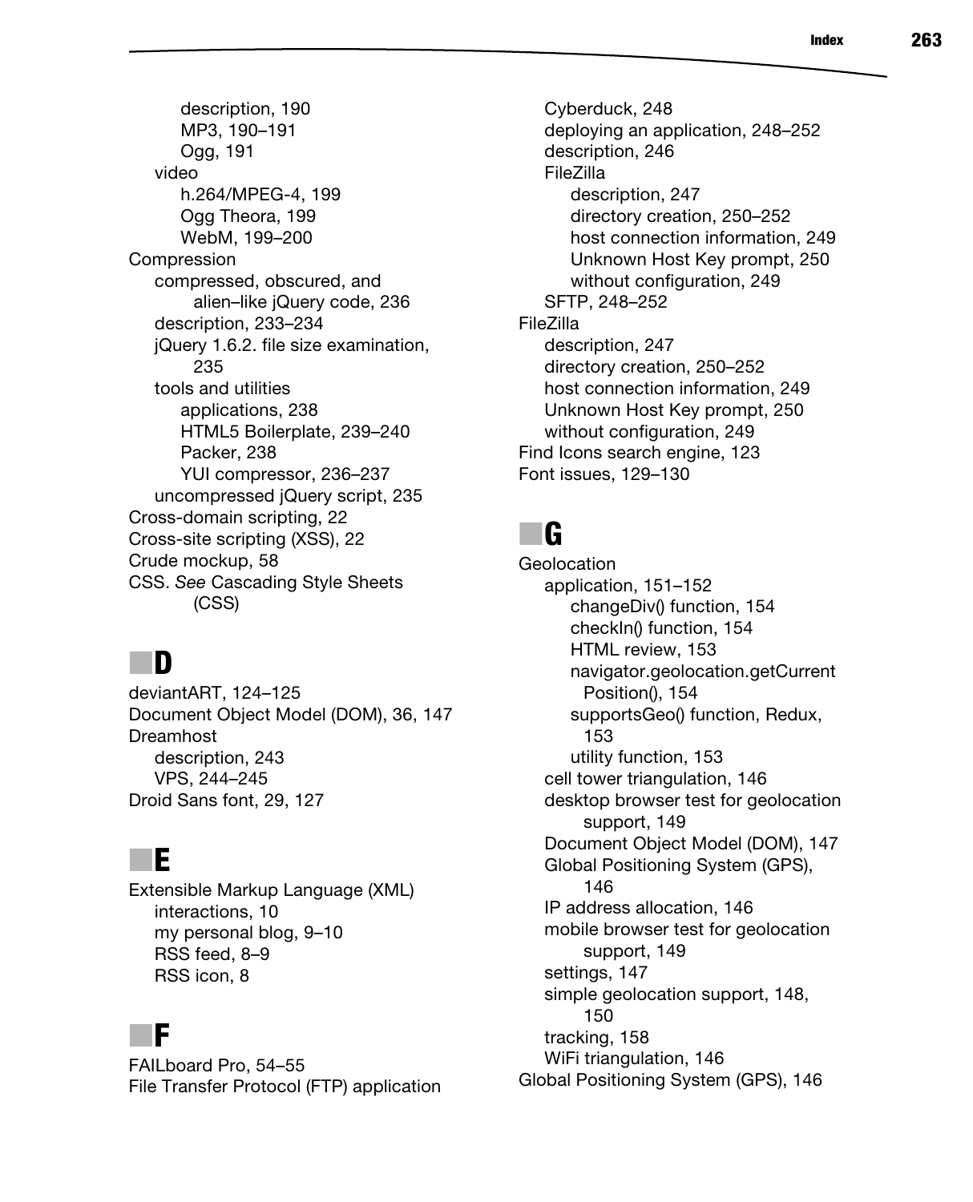- description, 190
  - MP3, 190–191
  - Ogg, 191
- video
  - h.264/MPEG-4, 199
  - Ogg Theora, 199
  - WebM, 199–200

Compression
- compressed, obscured, and alien–like jQuery code, 236
- description, 233–234
- jQuery 1.6.2. file size examination, 235
- tools and utilities
  - applications, 238
  - HTML5 Boilerplate, 239–240
  - Packer, 238
  - YUI compressor, 236–237
- uncompressed jQuery script, 235

Cross-domain scripting, 22
Cross-site scripting (XSS), 22
Crude mockup, 58
CSS. *See* Cascading Style Sheets (CSS)

## D

deviantART, 124–125
Document Object Model (DOM), 36, 147
Dreamhost
- description, 243
- VPS, 244–245

Droid Sans font, 29, 127

## E

Extensible Markup Language (XML)
- interactions, 10
- my personal blog, 9–10
- RSS feed, 8–9
- RSS icon, 8

## F

FAILboard Pro, 54–55
File Transfer Protocol (FTP) application
- Cyberduck, 248
- deploying an application, 248–252
- description, 246
- FileZilla
  - description, 247
  - directory creation, 250–252
  - host connection information, 249
  - Unknown Host Key prompt, 250
  - without configuration, 249
- SFTP, 248–252

FileZilla
- description, 247
- directory creation, 250–252
- host connection information, 249
- Unknown Host Key prompt, 250
- without configuration, 249

Find Icons search engine, 123
Font issues, 129–130

## G

Geolocation
- application, 151–152
  - changeDiv() function, 154
  - checkIn() function, 154
  - HTML review, 153
  - navigator.geolocation.getCurrentPosition(), 154
  - supportsGeo() function, Redux, 153
  - utility function, 153
- cell tower triangulation, 146
- desktop browser test for geolocation support, 149
- Document Object Model (DOM), 147
- Global Positioning System (GPS), 146
- IP address allocation, 146
- mobile browser test for geolocation support, 149
- settings, 147
- simple geolocation support, 148, 150
- tracking, 158
- WiFi triangulation, 146

Global Positioning System (GPS), 146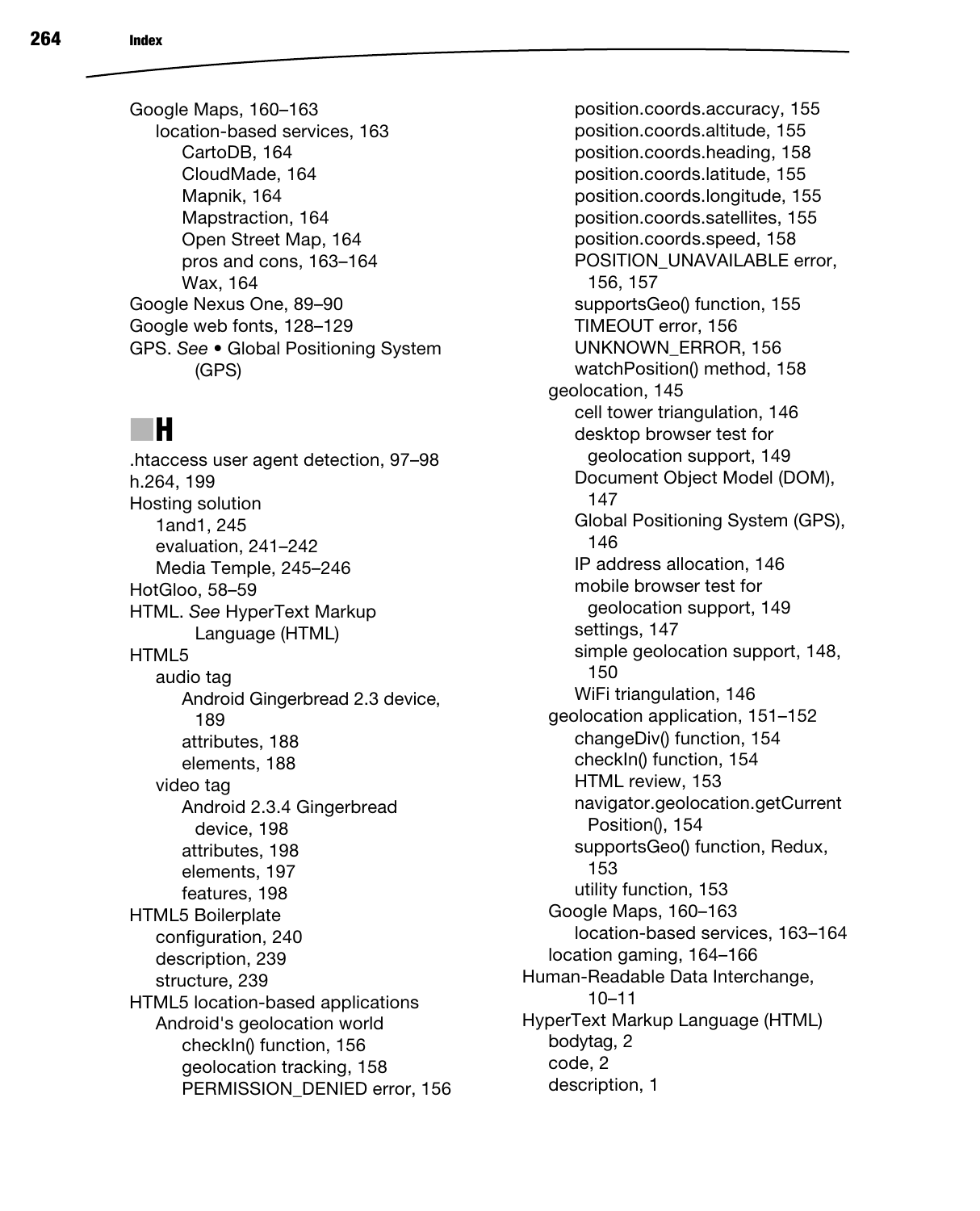Google Maps, 160–163
- location-based services, 163
  - CartoDB, 164
  - CloudMade, 164
  - Mapnik, 164
  - Mapstraction, 164
  - Open Street Map, 164
  - pros and cons, 163–164
  - Wax, 164

Google Nexus One, 89–90
Google web fonts, 128–129
GPS. *See* • Global Positioning System (GPS)

## H

.htaccess user agent detection, 97–98
h.264, 199
Hosting solution
- 1and1, 245
- evaluation, 241–242
- Media Temple, 245–246

HotGloo, 58–59
HTML. *See* HyperText Markup Language (HTML)
HTML5
- audio tag
  - Android Gingerbread 2.3 device, 189
  - attributes, 188
  - elements, 188
- video tag
  - Android 2.3.4 Gingerbread device, 198
  - attributes, 198
  - elements, 197
  - features, 198

HTML5 Boilerplate
- configuration, 240
- description, 239
- structure, 239

HTML5 location-based applications
- Android's geolocation world
  - checkIn() function, 156
  - geolocation tracking, 158
  - PERMISSION_DENIED error, 156
  - position.coords.accuracy, 155
  - position.coords.altitude, 155
  - position.coords.heading, 158
  - position.coords.latitude, 155
  - position.coords.longitude, 155
  - position.coords.satellites, 155
  - position.coords.speed, 158
  - POSITION_UNAVAILABLE error, 156, 157
  - supportsGeo() function, 155
  - TIMEOUT error, 156
  - UNKNOWN_ERROR, 156
  - watchPosition() method, 158
- geolocation, 145
  - cell tower triangulation, 146
  - desktop browser test for geolocation support, 149
  - Document Object Model (DOM), 147
  - Global Positioning System (GPS), 146
  - IP address allocation, 146
  - mobile browser test for geolocation support, 149
  - settings, 147
  - simple geolocation support, 148, 150
  - WiFi triangulation, 146
- geolocation application, 151–152
  - changeDiv() function, 154
  - checkIn() function, 154
  - HTML review, 153
  - navigator.geolocation.getCurrentPosition(), 154
  - supportsGeo() function, Redux, 153
  - utility function, 153
- Google Maps, 160–163
  - location-based services, 163–164
- location gaming, 164–166

Human-Readable Data Interchange, 10–11
HyperText Markup Language (HTML)
- bodytag, 2
- code, 2
- description, 1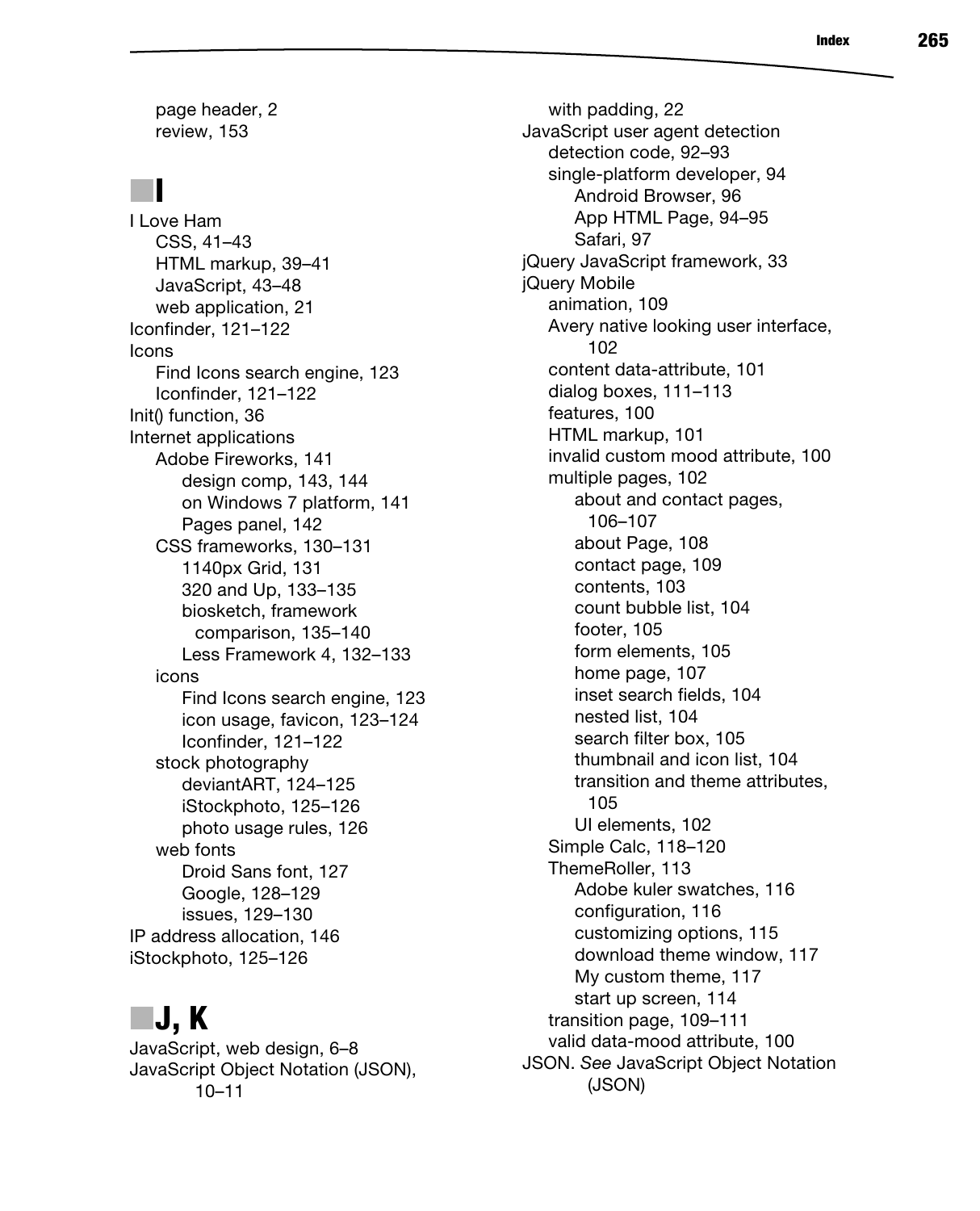- page header, 2
- review, 153

## I

- I Love Ham
  - CSS, 41–43
  - HTML markup, 39–41
  - JavaScript, 43–48
  - web application, 21
- Iconfinder, 121–122
- Icons
  - Find Icons search engine, 123
  - Iconfinder, 121–122
- Init() function, 36
- Internet applications
  - Adobe Fireworks, 141
    - design comp, 143, 144
    - on Windows 7 platform, 141
    - Pages panel, 142
  - CSS frameworks, 130–131
    - 1140px Grid, 131
    - 320 and Up, 133–135
    - biosketch, framework comparison, 135–140
    - Less Framework 4, 132–133
  - icons
    - Find Icons search engine, 123
    - icon usage, favicon, 123–124
    - Iconfinder, 121–122
  - stock photography
    - deviantART, 124–125
    - iStockphoto, 125–126
    - photo usage rules, 126
  - web fonts
    - Droid Sans font, 127
    - Google, 128–129
    - issues, 129–130
- IP address allocation, 146
- iStockphoto, 125–126

## J, K

- JavaScript, web design, 6–8
- JavaScript Object Notation (JSON), 10–11
  - with padding, 22
- JavaScript user agent detection
  - detection code, 92–93
  - single-platform developer, 94
    - Android Browser, 96
    - App HTML Page, 94–95
    - Safari, 97
- jQuery JavaScript framework, 33
- jQuery Mobile
  - animation, 109
  - Avery native looking user interface, 102
  - content data-attribute, 101
  - dialog boxes, 111–113
  - features, 100
  - HTML markup, 101
  - invalid custom mood attribute, 100
  - multiple pages, 102
    - about and contact pages, 106–107
    - about Page, 108
    - contact page, 109
    - contents, 103
    - count bubble list, 104
    - footer, 105
    - form elements, 105
    - home page, 107
    - inset search fields, 104
    - nested list, 104
    - search filter box, 105
    - thumbnail and icon list, 104
    - transition and theme attributes, 105
    - UI elements, 102
  - Simple Calc, 118–120
  - ThemeRoller, 113
    - Adobe kuler swatches, 116
    - configuration, 116
    - customizing options, 115
    - download theme window, 117
    - My custom theme, 117
    - start up screen, 114
  - transition page, 109–111
  - valid data-mood attribute, 100
- JSON. *See* JavaScript Object Notation (JSON)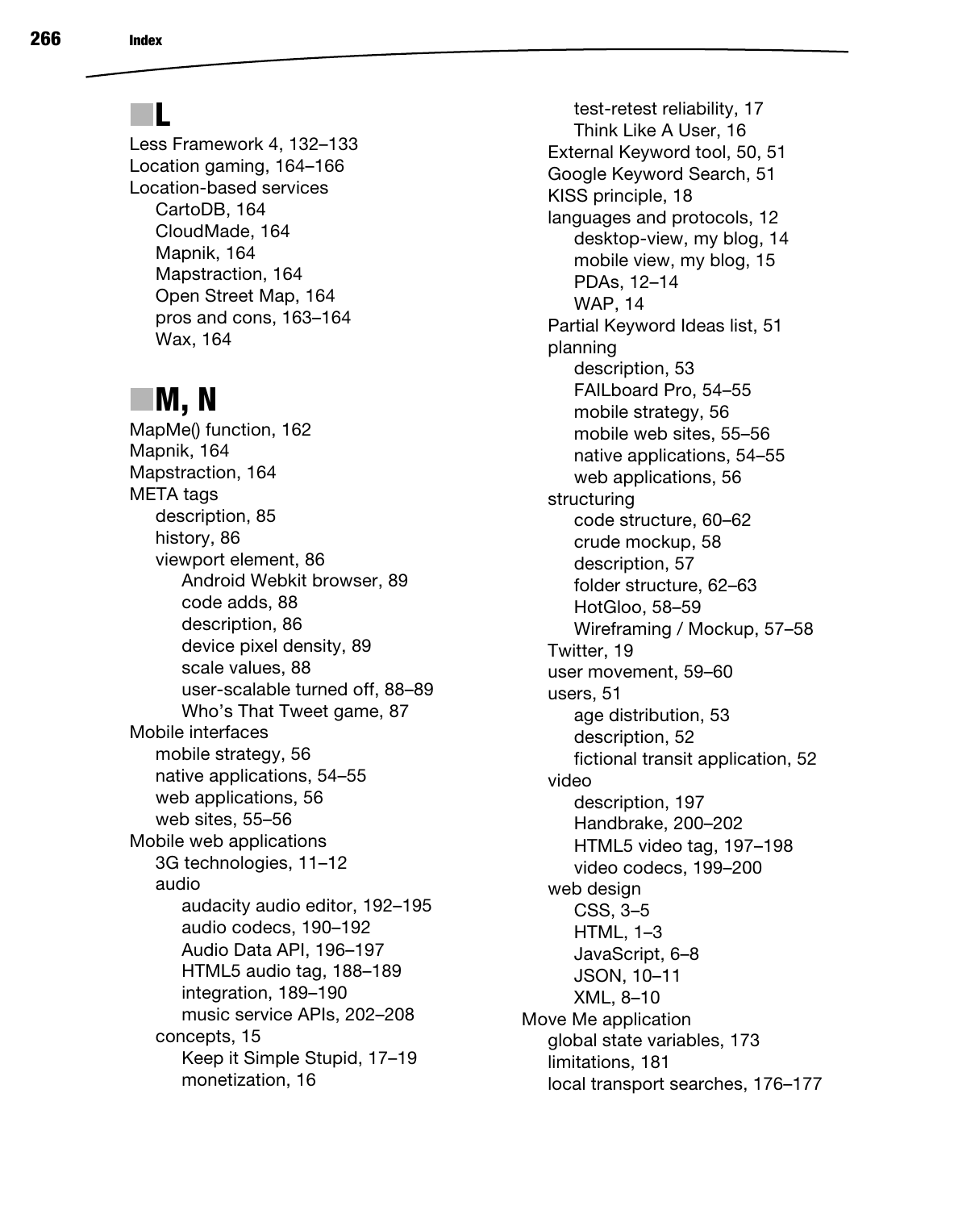## L

- Less Framework 4, 132–133
- Location gaming, 164–166
- Location-based services
  - CartoDB, 164
  - CloudMade, 164
  - Mapnik, 164
  - Mapstraction, 164
  - Open Street Map, 164
  - pros and cons, 163–164
  - Wax, 164

## M, N

- MapMe() function, 162
- Mapnik, 164
- Mapstraction, 164
- META tags
  - description, 85
  - history, 86
  - viewport element, 86
    - Android Webkit browser, 89
    - code adds, 88
    - description, 86
    - device pixel density, 89
    - scale values, 88
    - user-scalable turned off, 88–89
    - Who's That Tweet game, 87
- Mobile interfaces
  - mobile strategy, 56
  - native applications, 54–55
  - web applications, 56
  - web sites, 55–56
- Mobile web applications
  - 3G technologies, 11–12
  - audio
    - audacity audio editor, 192–195
    - audio codecs, 190–192
    - Audio Data API, 196–197
    - HTML5 audio tag, 188–189
    - integration, 189–190
    - music service APIs, 202–208
  - concepts, 15
    - Keep it Simple Stupid, 17–19
    - monetization, 16
    - test-retest reliability, 17
    - Think Like A User, 16
  - External Keyword tool, 50, 51
  - Google Keyword Search, 51
  - KISS principle, 18
  - languages and protocols, 12
    - desktop-view, my blog, 14
    - mobile view, my blog, 15
    - PDAs, 12–14
    - WAP, 14
  - Partial Keyword Ideas list, 51
  - planning
    - description, 53
    - FAILboard Pro, 54–55
    - mobile strategy, 56
    - mobile web sites, 55–56
    - native applications, 54–55
    - web applications, 56
  - structuring
    - code structure, 60–62
    - crude mockup, 58
    - description, 57
    - folder structure, 62–63
    - HotGloo, 58–59
    - Wireframing / Mockup, 57–58
  - Twitter, 19
  - user movement, 59–60
  - users, 51
    - age distribution, 53
    - description, 52
    - fictional transit application, 52
  - video
    - description, 197
    - Handbrake, 200–202
    - HTML5 video tag, 197–198
    - video codecs, 199–200
  - web design
    - CSS, 3–5
    - HTML, 1–3
    - JavaScript, 6–8
    - JSON, 10–11
    - XML, 8–10
- Move Me application
  - global state variables, 173
  - limitations, 181
  - local transport searches, 176–177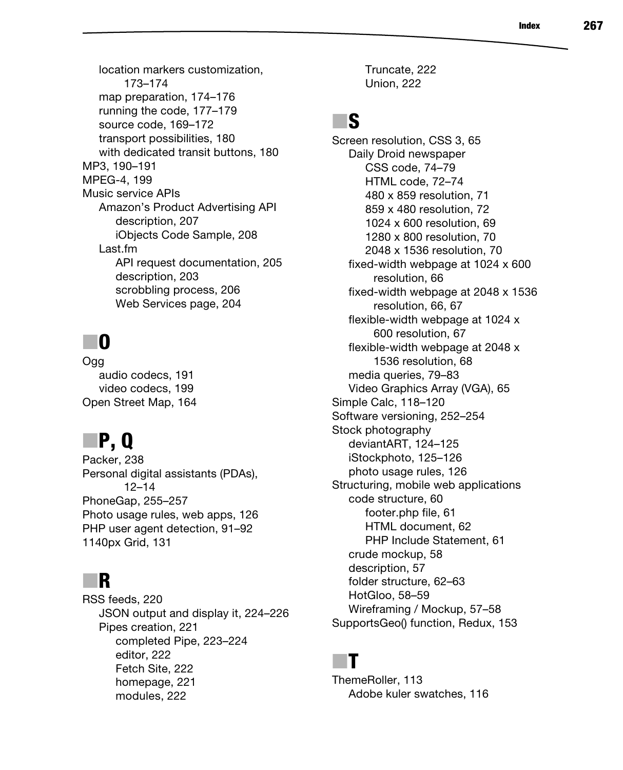location markers customization, 173–174
map preparation, 174–176
running the code, 177–179
source code, 169–172
transport possibilities, 180
with dedicated transit buttons, 180

MP3, 190–191
MPEG-4, 199
Music service APIs
- Amazon's Product Advertising API
  - description, 207
  - iObjects Code Sample, 208
- Last.fm
  - API request documentation, 205
  - description, 203
  - scrobbling process, 206
  - Web Services page, 204

## O

Ogg
- audio codecs, 191
- video codecs, 199

Open Street Map, 164

## P, Q

Packer, 238
Personal digital assistants (PDAs), 12–14
PhoneGap, 255–257
Photo usage rules, web apps, 126
PHP user agent detection, 91–92
1140px Grid, 131

## R

RSS feeds, 220
- JSON output and display it, 224–226
- Pipes creation, 221
  - completed Pipe, 223–224
  - editor, 222
  - Fetch Site, 222
  - homepage, 221
  - modules, 222
  - Truncate, 222
  - Union, 222

## S

Screen resolution, CSS 3, 65
- Daily Droid newspaper
  - CSS code, 74–79
  - HTML code, 72–74
  - 480 x 859 resolution, 71
  - 859 x 480 resolution, 72
  - 1024 x 600 resolution, 69
  - 1280 x 800 resolution, 70
  - 2048 x 1536 resolution, 70
- fixed-width webpage at 1024 x 600 resolution, 66
- fixed-width webpage at 2048 x 1536 resolution, 66, 67
- flexible-width webpage at 1024 x 600 resolution, 67
- flexible-width webpage at 2048 x 1536 resolution, 68
- media queries, 79–83
- Video Graphics Array (VGA), 65

Simple Calc, 118–120
Software versioning, 252–254
Stock photography
- deviantART, 124–125
- iStockphoto, 125–126
- photo usage rules, 126

Structuring, mobile web applications
- code structure, 60
  - footer.php file, 61
  - HTML document, 62
  - PHP Include Statement, 61
- crude mockup, 58
- description, 57
- folder structure, 62–63
- HotGloo, 58–59
- Wireframing / Mockup, 57–58

SupportsGeo() function, Redux, 153

## T

ThemeRoller, 113
- Adobe kuler swatches, 116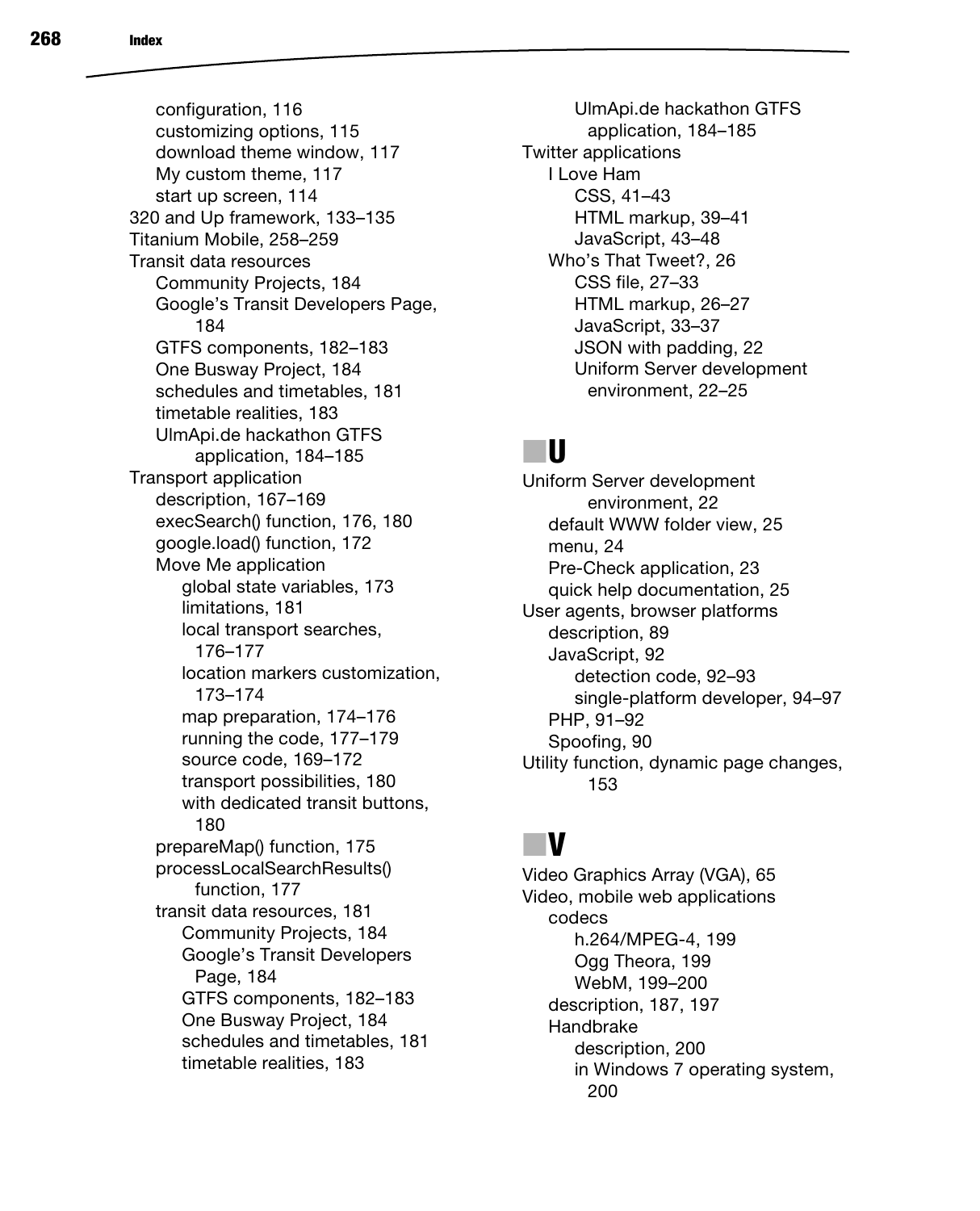- configuration, 116
- customizing options, 115
- download theme window, 117
- My custom theme, 117
- start up screen, 114

320 and Up framework, 133–135

Titanium Mobile, 258–259

Transit data resources
- Community Projects, 184
- Google's Transit Developers Page, 184
- GTFS components, 182–183
- One Busway Project, 184
- schedules and timetables, 181
- timetable realities, 183
- UlmApi.de hackathon GTFS application, 184–185

Transport application
- description, 167–169
- execSearch() function, 176, 180
- google.load() function, 172
- Move Me application
  - global state variables, 173
  - limitations, 181
  - local transport searches, 176–177
  - location markers customization, 173–174
  - map preparation, 174–176
  - running the code, 177–179
  - source code, 169–172
  - transport possibilities, 180
  - with dedicated transit buttons, 180
- prepareMap() function, 175
- processLocalSearchResults() function, 177
- transit data resources, 181
  - Community Projects, 184
  - Google's Transit Developers Page, 184
  - GTFS components, 182–183
  - One Busway Project, 184
  - schedules and timetables, 181
  - timetable realities, 183
  - UlmApi.de hackathon GTFS application, 184–185

Twitter applications
- I Love Ham
  - CSS, 41–43
  - HTML markup, 39–41
  - JavaScript, 43–48
- Who's That Tweet?, 26
  - CSS file, 27–33
  - HTML markup, 26–27
  - JavaScript, 33–37
  - JSON with padding, 22
  - Uniform Server development environment, 22–25

## U

Uniform Server development environment, 22
- default WWW folder view, 25
- menu, 24
- Pre-Check application, 23
- quick help documentation, 25

User agents, browser platforms
- description, 89
- JavaScript, 92
  - detection code, 92–93
  - single-platform developer, 94–97
- PHP, 91–92
- Spoofing, 90

Utility function, dynamic page changes, 153

## V

Video Graphics Array (VGA), 65

Video, mobile web applications
- codecs
  - h.264/MPEG-4, 199
  - Ogg Theora, 199
  - WebM, 199–200
- description, 187, 197
- Handbrake
  - description, 200
  - in Windows 7 operating system, 200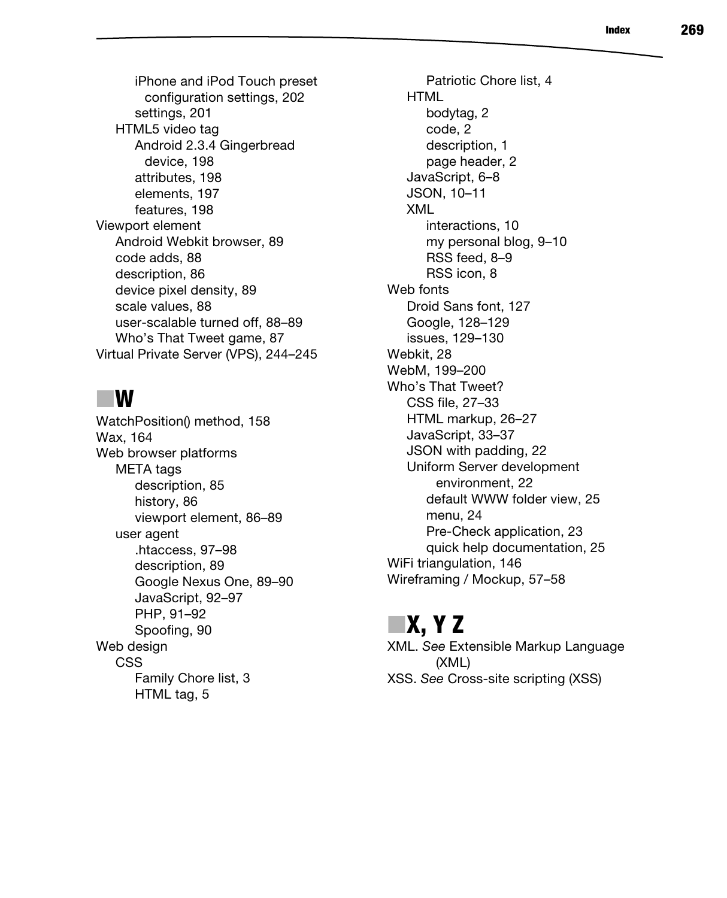iPhone and iPod Touch preset configuration settings, 202
settings, 201
HTML5 video tag
Android 2.3.4 Gingerbread device, 198
attributes, 198
elements, 197
features, 198
Viewport element
Android Webkit browser, 89
code adds, 88
description, 86
device pixel density, 89
scale values, 88
user-scalable turned off, 88–89
Who's That Tweet game, 87
Virtual Private Server (VPS), 244–245

## W

WatchPosition() method, 158
Wax, 164
Web browser platforms
META tags
description, 85
history, 86
viewport element, 86–89
user agent
.htaccess, 97–98
description, 89
Google Nexus One, 89–90
JavaScript, 92–97
PHP, 91–92
Spoofing, 90
Web design
CSS
Family Chore list, 3
HTML tag, 5
Patriotic Chore list, 4
HTML
bodytag, 2
code, 2
description, 1
page header, 2
JavaScript, 6–8
JSON, 10–11
XML
interactions, 10
my personal blog, 9–10
RSS feed, 8–9
RSS icon, 8
Web fonts
Droid Sans font, 127
Google, 128–129
issues, 129–130
Webkit, 28
WebM, 199–200
Who's That Tweet?
CSS file, 27–33
HTML markup, 26–27
JavaScript, 33–37
JSON with padding, 22
Uniform Server development environment, 22
default WWW folder view, 25
menu, 24
Pre-Check application, 23
quick help documentation, 25
WiFi triangulation, 146
Wireframing / Mockup, 57–58

## X, Y Z

XML. *See* Extensible Markup Language (XML)
XSS. *See* Cross-site scripting (XSS)